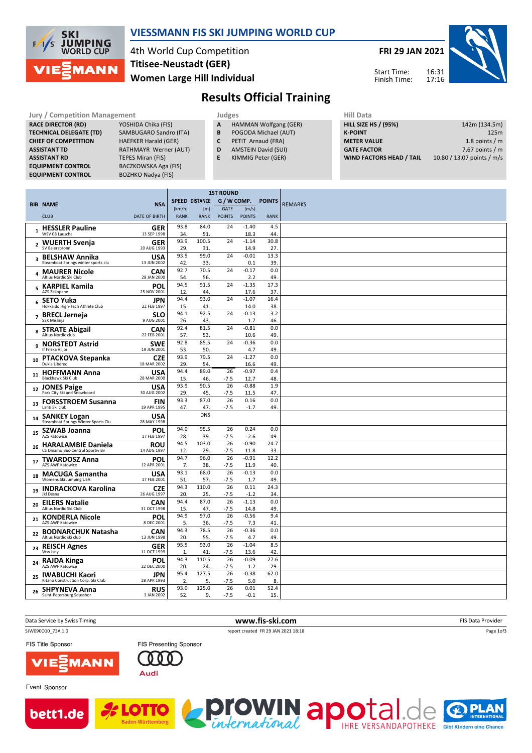# VIESSMANN FIS SKI JUMPING WORLD CUP

4th World Cup Competition
**Titisee-Neustadt (GER)**
**Women Large Hill Individual**

**FRI 29 JAN 2021**

Start Time: 16:31
Finish Time: 17:16

## Results Official Training

**Jury / Competition Management**

| | |
|---|---|
| RACE DIRECTOR (RD) | YOSHIDA Chika (FIS) |
| TECHNICAL DELEGATE (TD) | SAMBUGARO Sandro (ITA) |
| CHIEF OF COMPETITION | HAEFKER Harald (GER) |
| ASSISTANT TD | RATHMAYR Werner (AUT) |
| ASSISTANT RD | TEPES Miran (FIS) |
| EQUIPMENT CONTROL | BACZKOWSKA Aga (FIS) |
| EQUIPMENT CONTROL | BOZHKO Nadya (FIS) |

**Judges**

| | |
|---|---|
| A | HAMMAN Wolfgang (GER) |
| B | POGODA Michael (AUT) |
| C | PETIT Arnaud (FRA) |
| D | AMSTEIN David (SUI) |
| E | KIMMIG Peter (GER) |

**Hill Data**

| | |
|---|---|
| HILL SIZE HS / (95%) | 142m (134.5m) |
| K-POINT | 125m |
| METER VALUE | 1.8 points / m |
| GATE FACTOR | 7.67 points / m |
| WIND FACTORS HEAD / TAIL | 10.80 / 13.07 points / m/s |

| BIB | NAME / CLUB | NSA / DATE OF BIRTH | SPEED [km/h] / RANK | DISTANCE [m] / RANK | GATE / POINTS | W COMP. [m/s] / POINTS | POINTS / RANK | REMARKS |
|---|---|---|---|---|---|---|---|---|
| 1 | HESSLER Pauline<br>WSV 08 Lauscha | GER<br>13 SEP 1998 | 93.8<br>34. | 84.0<br>51. | 24 | -1.40<br>18.3 | 4.5<br>44. | |
| 2 | WUERTH Svenja<br>SV Baiersbronn | GER<br>20 AUG 1993 | 93.9<br>29. | 100.5<br>31. | 24 | -1.14<br>14.9 | 30.8<br>27. | |
| 3 | BELSHAW Annika<br>Steamboat Springs winter sports clu | USA<br>13 JUN 2002 | 93.5<br>42. | 99.0<br>33. | 24 | -0.01<br>0.1 | 13.3<br>39. | |
| 4 | MAURER Nicole<br>Altius Nordic Ski Club | CAN<br>28 JAN 2000 | 92.7<br>54. | 70.5<br>56. | 24 | -0.17<br>2.2 | 0.0<br>49. | |
| 5 | KARPIEL Kamila<br>AZS Zakopane | POL<br>25 NOV 2001 | 94.5<br>12. | 91.5<br>44. | 24 | -1.35<br>17.6 | 17.3<br>37. | |
| 6 | SETO Yuka<br>Hokkaido High-Tech Athlete Club | JPN<br>22 FEB 1997 | 94.4<br>15. | 93.0<br>41. | 24 | -1.07<br>14.0 | 16.4<br>38. | |
| 7 | BRECL Jerneja<br>SSK Mislinja | SLO<br>9 AUG 2001 | 94.1<br>26. | 92.5<br>43. | 24 | -0.13<br>1.7 | 3.2<br>46. | |
| 8 | STRATE Abigail<br>Altius Nordic club | CAN<br>22 FEB 2001 | 92.4<br>57. | 81.5<br>53. | 24 | -0.81<br>10.6 | 0.0<br>49. | |
| 9 | NORSTEDT Astrid<br>If Friska Viljor | SWE<br>19 JUN 2001 | 92.8<br>53. | 85.5<br>50. | 24 | -0.36<br>4.7 | 0.0<br>49. | |
| 10 | PTACKOVA Stepanka<br>Dukla Liberec | CZE<br>18 MAR 2002 | 93.9<br>29. | 79.5<br>54. | 24 | -1.27<br>16.6 | 0.0<br>49. | |
| 11 | HOFFMANN Anna<br>Blackhawk Ski Club | USA<br>28 MAR 2000 | 94.4<br>15. | 89.0<br>46. | 26<br>-7.5 | -0.97<br>12.7 | 0.4<br>48. | |
| 12 | JONES Paige<br>Park City Ski and Snowboard | USA<br>30 AUG 2002 | 93.9<br>29. | 90.5<br>45. | 26<br>-7.5 | -0.88<br>11.5 | 1.9<br>47. | |
| 13 | FORSSTROEM Susanna<br>Lahti Ski club | FIN<br>19 APR 1995 | 93.3<br>47. | 87.0<br>47. | 26<br>-7.5 | 0.16<br>-1.7 | 0.0<br>49. | |
| 14 | SANKEY Logan<br>Steamboat Springs Winter Sports Clu | USA<br>28 MAY 1998 | | DNS | | | | |
| 15 | SZWAB Joanna<br>AZS Katowice | POL<br>17 FEB 1997 | 94.0<br>28. | 95.5<br>39. | 26<br>-7.5 | 0.24<br>-2.6 | 0.0<br>49. | |
| 16 | HARALAMBIE Daniela<br>CS Dinamo Buc-Centrul Sportiv Bv | ROU<br>14 AUG 1997 | 94.5<br>12. | 103.0<br>29. | 26<br>-7.5 | -0.90<br>11.8 | 24.7<br>33. | |
| 17 | TWARDOSZ Anna<br>AZS AWF Katowice | POL<br>12 APR 2001 | 94.7<br>7. | 96.0<br>38. | 26<br>-7.5 | -0.91<br>11.9 | 12.2<br>40. | |
| 18 | MACUGA Samantha<br>Womens Ski Jumping USA | USA<br>17 FEB 2001 | 93.1<br>51. | 68.0<br>57. | 26<br>-7.5 | -0.13<br>1.7 | 0.0<br>49. | |
| 19 | INDRACKOVA Karolina<br>Jkl Desna | CZE<br>26 AUG 1997 | 94.3<br>20. | 110.0<br>25. | 26<br>-7.5 | 0.11<br>-1.2 | 24.3<br>34. | |
| 20 | EILERS Natalie<br>Altius Nordic Ski Club | CAN<br>31 OCT 1998 | 94.4<br>15. | 87.0<br>47. | 26<br>-7.5 | -1.13<br>14.8 | 0.0<br>49. | |
| 21 | KONDERLA Nicole<br>AZS AWF Katowice | POL<br>8 DEC 2001 | 94.9<br>5. | 97.0<br>36. | 26<br>-7.5 | -0.56<br>7.3 | 9.4<br>41. | |
| 22 | BODNARCHUK Natasha<br>Altius Nordic ski club | CAN<br>13 JUN 1998 | 94.3<br>20. | 78.5<br>55. | 26<br>-7.5 | -0.36<br>4.7 | 0.0<br>49. | |
| 23 | REISCH Agnes<br>Wsv Isny | GER<br>11 OCT 1999 | 95.5<br>1. | 93.0<br>41. | 26<br>-7.5 | -1.04<br>13.6 | 8.5<br>42. | |
| 24 | RAJDA Kinga<br>AZS AWF Katowice | POL<br>22 DEC 2000 | 94.3<br>20. | 110.5<br>24. | 26<br>-7.5 | -0.09<br>1.2 | 27.6<br>29. | |
| 25 | IWABUCHI Kaori<br>Kitano Construction Corp. Ski Club | JPN<br>28 APR 1993 | 95.4<br>2. | 127.5<br>5. | 26<br>-7.5 | -0.38<br>5.0 | 62.0<br>8. | |
| 26 | SHPYNEVA Anna<br>Saint-Petersburg Sdusshor | RUS<br>3 JAN 2002 | 93.0<br>52. | 125.0<br>9. | 26<br>-7.5 | 0.01<br>-0.1 | 52.4<br>15. | |

Data Service by Swiss Timing — www.fis-ski.com — FIS Data Provider

SJW090O10_73A 1.0 — report created FR 29 JAN 2021 18:18

FIS Title Sponsor: VIESSMANN — FIS Presenting Sponsor: Audi

Event Sponsor: bett1.de, LOTTO Baden-Württemberg, prowin international, apotal.de IHRE VERSANDAPOTHEKE, PLAN International Gibt Kindern eine Chance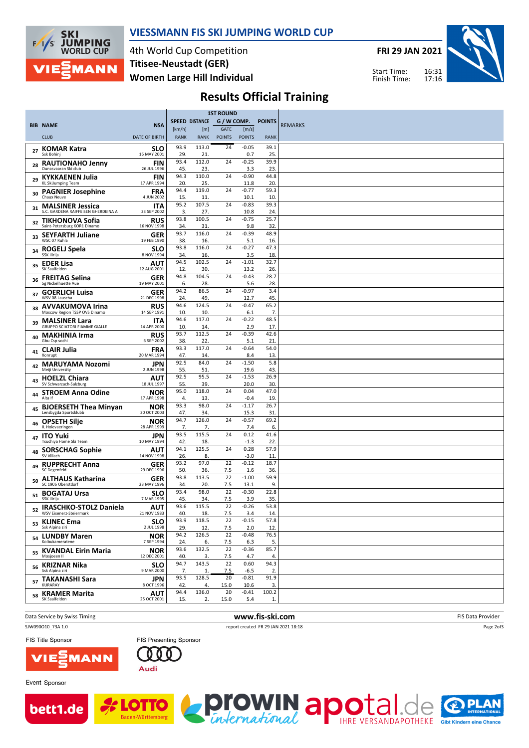# VIESSMANN FIS SKI JUMPING WORLD CUP

4th World Cup Competition
**Titisee-Neustadt (GER)**
**Women Large Hill Individual**

**FRI 29 JAN 2021**

Start Time: 16:31
Finish Time: 17:16

## Results Official Training

| BIB | NAME / CLUB | NSA / DATE OF BIRTH | SPEED [km/h] / RANK | DISTANCE [m] / RANK | GATE / GATE POINTS | W COMP. [m/s] / POINTS | POINTS / RANK | REMARKS |
|---|---|---|---|---|---|---|---|---|
| 27 | **KOMAR Katra** Ssk Bohinj | **SLO** 16 MAY 2001 | 93.9 / 29. | 113.0 / 21. | 24 | -0.05 / 0.7 | 39.1 / 25. | |
| 28 | **RAUTIONAHO Jenny** Ounasvaaran Ski club | **FIN** 26 JUL 1996 | 93.4 / 45. | 112.0 / 23. | 24 | -0.25 / 3.3 | 39.9 / 23. | |
| 29 | **KYKKAENEN Julia** KL SkiJumping Team | **FIN** 17 APR 1994 | 94.3 / 20. | 110.0 / 25. | 24 | -0.90 / 11.8 | 44.8 / 20. | |
| 30 | **PAGNIER Josephine** Chaux Neuve | **FRA** 4 JUN 2002 | 94.4 / 15. | 119.0 / 11. | 24 | -0.77 / 10.1 | 59.3 / 10. | |
| 31 | **MALSINER Jessica** S.C. GARDENA RAIFFEISEN GHERDEINA A | **ITA** 23 SEP 2002 | 95.2 / 3. | 107.5 / 27. | 24 | -0.83 / 10.8 | 39.3 / 24. | |
| 32 | **TIKHONOVA Sofia** Saint-Petersburg KOR1 Dinamo | **RUS** 16 NOV 1998 | 93.8 / 34. | 100.5 / 31. | 24 | -0.75 / 9.8 | 25.7 / 32. | |
| 33 | **SEYFARTH Juliane** WSC 07 Ruhla | **GER** 19 FEB 1990 | 93.7 / 38. | 116.0 / 16. | 24 | -0.39 / 5.1 | 48.9 / 16. | |
| 34 | **ROGELJ Spela** SSK Ilirija | **SLO** 8 NOV 1994 | 93.8 / 34. | 116.0 / 16. | 24 | -0.27 / 3.5 | 47.3 / 18. | |
| 35 | **EDER Lisa** SK Saalfelden | **AUT** 12 AUG 2001 | 94.5 / 12. | 102.5 / 30. | 24 | -1.01 / 13.2 | 32.7 / 26. | |
| 36 | **FREITAG Selina** Sg Nickelhuette Aue | **GER** 19 MAY 2001 | 94.8 / 6. | 104.5 / 28. | 24 | -0.43 / 5.6 | 28.7 / 28. | |
| 37 | **GOERLICH Luisa** WSV 08 Lauscha | **GER** 21 DEC 1998 | 94.2 / 24. | 86.5 / 49. | 24 | -0.97 / 12.7 | 3.4 / 45. | |
| 38 | **AVVAKUMOVA Irina** Moscow Region TSSP OVS Dinamo | **RUS** 14 SEP 1991 | 94.6 / 10. | 124.5 / 10. | 24 | -0.47 / 6.1 | 65.2 / 7. | |
| 39 | **MALSINER Lara** GRUPPO SCIATORI FIAMME GIALLE | **ITA** 14 APR 2000 | 94.6 / 10. | 117.0 / 14. | 24 | -0.22 / 2.9 | 48.5 / 17. | |
| 40 | **MAKHINIA Irma** Gbu Csp sochi | **RUS** 6 SEP 2002 | 93.7 / 38. | 112.5 / 22. | 24 | -0.39 / 5.1 | 42.6 / 21. | |
| 41 | **CLAIR Julia** Xonrupt | **FRA** 20 MAR 1994 | 93.3 / 47. | 117.0 / 14. | 24 | -0.64 / 8.4 | 54.0 / 13. | |
| 42 | **MARUYAMA Nozomi** Meiji University | **JPN** 2 JUN 1998 | 92.5 / 55. | 84.0 / 51. | 24 | -1.50 / 19.6 | 5.8 / 43. | |
| 43 | **HOELZL Chiara** SV Schwarzach-Salzburg | **AUT** 18 JUL 1997 | 92.5 / 55. | 95.5 / 39. | 24 | -1.53 / 20.0 | 26.9 / 30. | |
| 44 | **STROEM Anna Odine** Alta If | **NOR** 17 APR 1998 | 95.0 / 4. | 118.0 / 13. | 24 | 0.04 / -0.4 | 47.0 / 19. | |
| 45 | **BJOERSETH Thea Minyan** Lensbygda Sportsklubb | **NOR** 30 OCT 2003 | 93.3 / 47. | 98.0 / 34. | 24 | -1.17 / 15.3 | 26.7 / 31. | |
| 46 | **OPSETH Silje** IL Holevaeringen | **NOR** 28 APR 1999 | 94.7 / 7. | 126.0 / 7. | 24 | -0.57 / 7.4 | 69.2 / 6. | |
| 47 | **ITO Yuki** Tsuchiya Home Ski Team | **JPN** 10 MAY 1994 | 93.5 / 42. | 115.5 / 18. | 24 | 0.12 / -1.3 | 41.6 / 22. | |
| 48 | **SORSCHAG Sophie** SV Villach | **AUT** 14 NOV 1998 | 94.1 / 26. | 125.5 / 8. | 24 | 0.28 / -3.0 | 57.9 / 11. | |
| 49 | **RUPPRECHT Anna** SC Degenfeld | **GER** 29 DEC 1996 | 93.2 / 50. | 97.0 / 36. | 22 / 7.5 | -0.12 / 1.6 | 18.7 / 36. | |
| 50 | **ALTHAUS Katharina** SC 1906 Oberstdorf | **GER** 23 MAY 1996 | 93.8 / 34. | 113.5 / 20. | 22 / 7.5 | -1.00 / 13.1 | 59.9 / 9. | |
| 51 | **BOGATAJ Ursa** SSK Ilirija | **SLO** 7 MAR 1995 | 93.4 / 45. | 98.0 / 34. | 22 / 7.5 | -0.30 / 3.9 | 22.8 / 35. | |
| 52 | **IRASCHKO-STOLZ Daniela** WSV Eisenerz-Steiermark | **AUT** 21 NOV 1983 | 93.6 / 40. | 115.5 / 18. | 22 / 7.5 | -0.26 / 3.4 | 53.8 / 14. | |
| 53 | **KLINEC Ema** Ssk Alpina ziri | **SLO** 2 JUL 1998 | 93.9 / 29. | 118.5 / 12. | 22 / 7.5 | -0.15 / 2.0 | 57.8 / 12. | |
| 54 | **LUNDBY Maren** Kolbukameratene | **NOR** 7 SEP 1994 | 94.2 / 24. | 126.5 / 6. | 22 / 7.5 | -0.48 / 6.3 | 76.5 / 5. | |
| 55 | **KVANDAL Eirin Maria** Mosjoeen Il | **NOR** 12 DEC 2001 | 93.6 / 40. | 132.5 / 3. | 22 / 7.5 | -0.36 / 4.7 | 85.7 / 4. | |
| 56 | **KRIZNAR Nika** Ssk Alpina ziri | **SLO** 9 MAR 2000 | 94.7 / 7. | 143.5 / 1. | 22 / 7.5 | 0.60 / -6.5 | 94.3 / 2. | |
| 57 | **TAKANASHI Sara** KURARAY | **JPN** 8 OCT 1996 | 93.5 / 42. | 128.5 / 4. | 20 / 15.0 | -0.81 / 10.6 | 91.9 / 3. | |
| 58 | **KRAMER Marita** SK Saalfelden | **AUT** 25 OCT 2001 | 94.4 / 15. | 136.0 / 2. | 20 / 15.0 | -0.41 / 5.4 | 100.2 / 1. | |

Data Service by Swiss Timing — www.fis-ski.com — FIS Data Provider

SJW090O10_73A 1.0 — report created FR 29 JAN 2021 18:18

FIS Title Sponsor: VIESSMANN
FIS Presenting Sponsor: Audi
Event Sponsor: bett1.de, LOTTO Baden-Württemberg, prowin international, apotal.de IHRE VERSANDAPOTHEKE, PLAN INTERNATIONAL Gibt Kindern eine Chance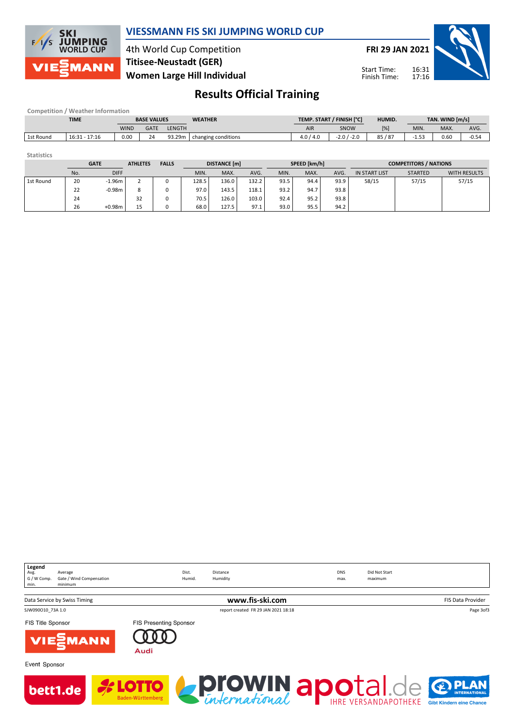# VIESSMANN FIS SKI JUMPING WORLD CUP

4th World Cup Competition
**Titisee-Neustadt (GER)**
**Women Large Hill Individual**

**FRI 29 JAN 2021**

Start Time: 16:31
Finish Time: 17:16

## Results Official Training

**Competition / Weather Information**

| | TIME | BASE VALUES | | | WEATHER | TEMP. START / FINISH [°C] | | HUMID. | TAN. WIND [m/s] | | |
|---|---|---|---|---|---|---|---|---|---|---|---|
| | | WIND | GATE | LENGTH | | AIR | SNOW | [%] | MIN. | MAX. | AVG. |
| 1st Round | 16:31 - 17:16 | 0.00 | 24 | 93.29m | changing conditions | 4.0 / 4.0 | -2.0 / -2.0 | 85 / 87 | -1.53 | 0.60 | -0.54 |

**Statistics**

| | GATE | | ATHLETES | FALLS | DISTANCE [m] | | | SPEED [km/h] | | | COMPETITORS / NATIONS | | |
|---|---|---|---|---|---|---|---|---|---|---|---|---|---|
| | No. | DIFF | | | MIN. | MAX. | AVG. | MIN. | MAX. | AVG. | IN START LIST | STARTED | WITH RESULTS |
| 1st Round | 20 | -1.96m | 2 | 0 | 128.5 | 136.0 | 132.2 | 93.5 | 94.4 | 93.9 | 58/15 | 57/15 | 57/15 |
| | 22 | -0.98m | 8 | 0 | 97.0 | 143.5 | 118.1 | 93.2 | 94.7 | 93.8 | | | |
| | 24 | | 32 | 0 | 70.5 | 126.0 | 103.0 | 92.4 | 95.2 | 93.8 | | | |
| | 26 | +0.98m | 15 | 0 | 68.0 | 127.5 | 97.1 | 93.0 | 95.5 | 94.2 | | | |

**Legend**

| | | | | | |
|---|---|---|---|---|---|
| Avg. | Average | Dist. | Distance | DNS | Did Not Start |
| G / W Comp. | Gate / Wind Compensation | Humid. | Humidity | max. | maximum |
| min. | minimum | | | | |

Data Service by Swiss Timing — www.fis-ski.com — FIS Data Provider

SJW090O10_73A 1.0 — report created FR 29 JAN 2021 18:18

FIS Title Sponsor: VIESSMANN

FIS Presenting Sponsor: Audi

Event Sponsor: bett1.de, LOTTO Baden-Württemberg, prowin international, apotal.de IHRE VERSANDAPOTHEKE, PLAN INTERNATIONAL Gibt Kindern eine Chance